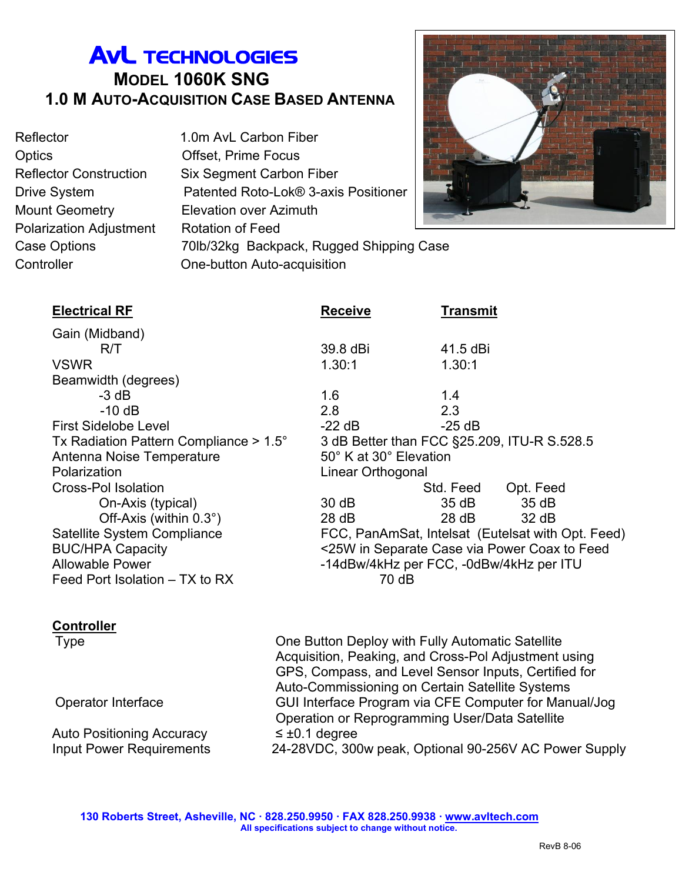# AvL TECHNOLOGIES

## MODEL 1060K SNG

## 1.0 M AUTO-ACQUISITION CASE BASED ANTENNA

| | |
|---|---|
| Reflector | 1.0m AvL Carbon Fiber |
| Optics | Offset, Prime Focus |
| Reflector Construction | Six Segment Carbon Fiber |
| Drive System | Patented Roto-Lok® 3-axis Positioner |
| Mount Geometry | Elevation over Azimuth |
| Polarization Adjustment | Rotation of Feed |
| Case Options | 70lb/32kg Backpack, Rugged Shipping Case |
| Controller | One-button Auto-acquisition |

| **Electrical RF** | **Receive** | **Transmit** | |
|---|---|---|---|
| Gain (Midband) | | | |
| R/T | 39.8 dBi | 41.5 dBi | |
| VSWR | 1.30:1 | 1.30:1 | |
| Beamwidth (degrees) | | | |
| -3 dB | 1.6 | 1.4 | |
| -10 dB | 2.8 | 2.3 | |
| First Sidelobe Level | -22 dB | -25 dB | |
| Tx Radiation Pattern Compliance > 1.5° | 3 dB Better than FCC §25.209, ITU-R S.528.5 | | |
| Antenna Noise Temperature | 50° K at 30° Elevation | | |
| Polarization | Linear Orthogonal | | |
| Cross-Pol Isolation | | Std. Feed | Opt. Feed |
| On-Axis (typical) | 30 dB | 35 dB | 35 dB |
| Off-Axis (within 0.3°) | 28 dB | 28 dB | 32 dB |
| Satellite System Compliance | FCC, PanAmSat, Intelsat (Eutelsat with Opt. Feed) | | |
| BUC/HPA Capacity | <25W in Separate Case via Power Coax to Feed | | |
| Allowable Power | -14dBw/4kHz per FCC, -0dBw/4kHz per ITU | | |
| Feed Port Isolation – TX to RX | 70 dB | | |

**Controller**

| | |
|---|---|
| Type | One Button Deploy with Fully Automatic Satellite Acquisition, Peaking, and Cross-Pol Adjustment using GPS, Compass, and Level Sensor Inputs, Certified for Auto-Commissioning on Certain Satellite Systems |
| Operator Interface | GUI Interface Program via CFE Computer for Manual/Jog Operation or Reprogramming User/Data Satellite |
| Auto Positioning Accuracy | ≤ ±0.1 degree |
| Input Power Requirements | 24-28VDC, 300w peak, Optional 90-256V AC Power Supply |

**130 Roberts Street, Asheville, NC · 828.250.9950 · FAX 828.250.9938 · www.avltech.com**
**All specifications subject to change without notice.**

RevB 8-06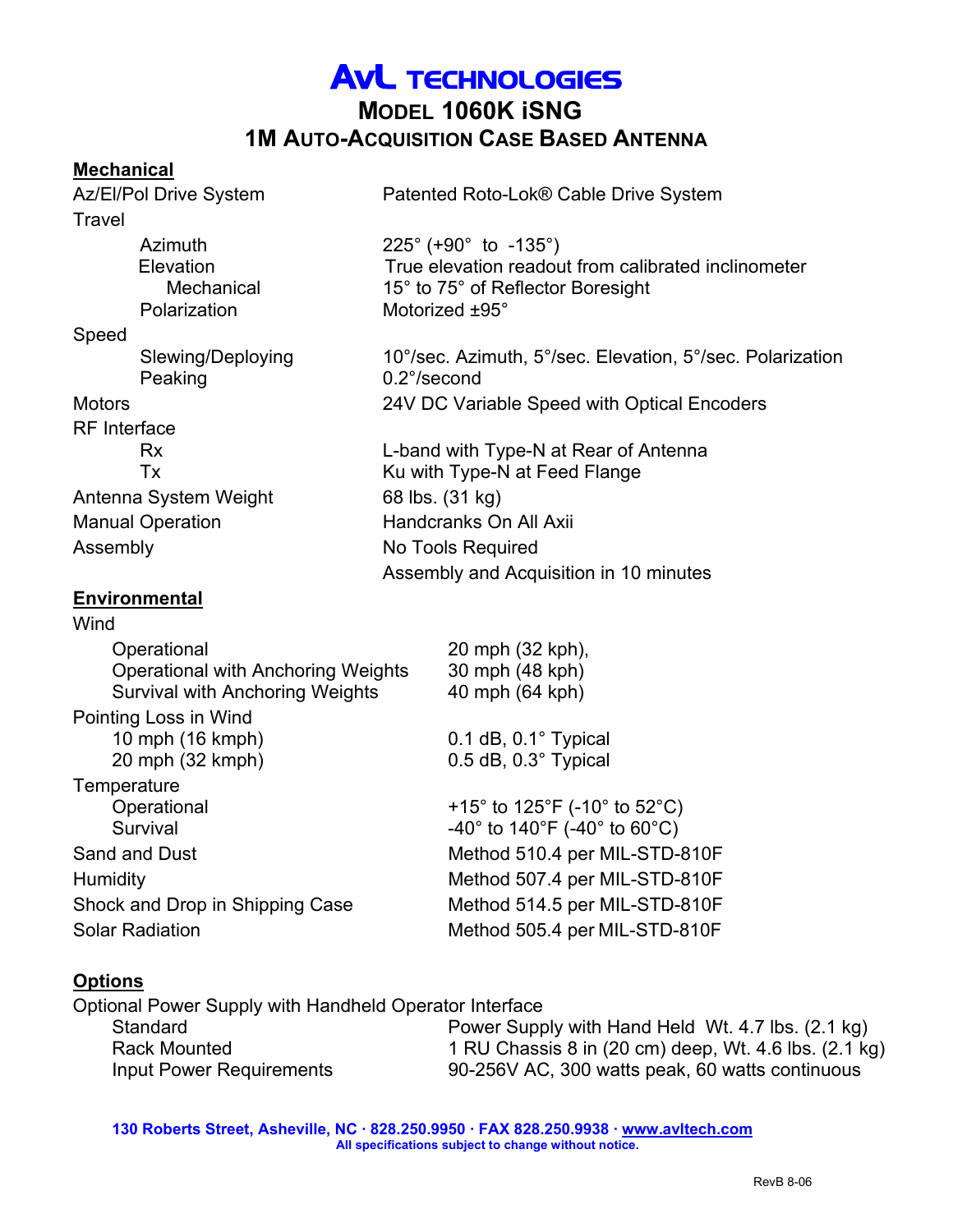# AvL TECHNOLOGIES

## MODEL 1060K iSNG

## 1M AUTO-ACQUISITION CASE BASED ANTENNA

### Mechanical

| | |
|---|---|
| Az/El/Pol Drive System | Patented Roto-Lok® Cable Drive System |
| Travel | |
| Azimuth | 225° (+90° to -135°) |
| Elevation | True elevation readout from calibrated inclinometer |
| Mechanical | 15° to 75° of Reflector Boresight |
| Polarization | Motorized ±95° |
| Speed | |
| Slewing/Deploying | 10°/sec. Azimuth, 5°/sec. Elevation, 5°/sec. Polarization |
| Peaking | 0.2°/second |
| Motors | 24V DC Variable Speed with Optical Encoders |
| RF Interface | |
| Rx | L-band with Type-N at Rear of Antenna |
| Tx | Ku with Type-N at Feed Flange |
| Antenna System Weight | 68 lbs. (31 kg) |
| Manual Operation | Handcranks On All Axii |
| Assembly | No Tools Required |
| | Assembly and Acquisition in 10 minutes |

### Environmental

| | |
|---|---|
| Wind | |
| Operational | 20 mph (32 kph), |
| Operational with Anchoring Weights | 30 mph (48 kph) |
| Survival with Anchoring Weights | 40 mph (64 kph) |
| Pointing Loss in Wind | |
| 10 mph (16 kmph) | 0.1 dB, 0.1° Typical |
| 20 mph (32 kmph) | 0.5 dB, 0.3° Typical |
| Temperature | |
| Operational | +15° to 125°F (-10° to 52°C) |
| Survival | -40° to 140°F (-40° to 60°C) |
| Sand and Dust | Method 510.4 per MIL-STD-810F |
| Humidity | Method 507.4 per MIL-STD-810F |
| Shock and Drop in Shipping Case | Method 514.5 per MIL-STD-810F |
| Solar Radiation | Method 505.4 per MIL-STD-810F |

### Options

Optional Power Supply with Handheld Operator Interface

| | |
|---|---|
| Standard | Power Supply with Hand Held Wt. 4.7 lbs. (2.1 kg) |
| Rack Mounted | 1 RU Chassis 8 in (20 cm) deep, Wt. 4.6 lbs. (2.1 kg) |
| Input Power Requirements | 90-256V AC, 300 watts peak, 60 watts continuous |

**130 Roberts Street, Asheville, NC · 828.250.9950 · FAX 828.250.9938 · www.avltech.com**
**All specifications subject to change without notice.**

RevB 8-06